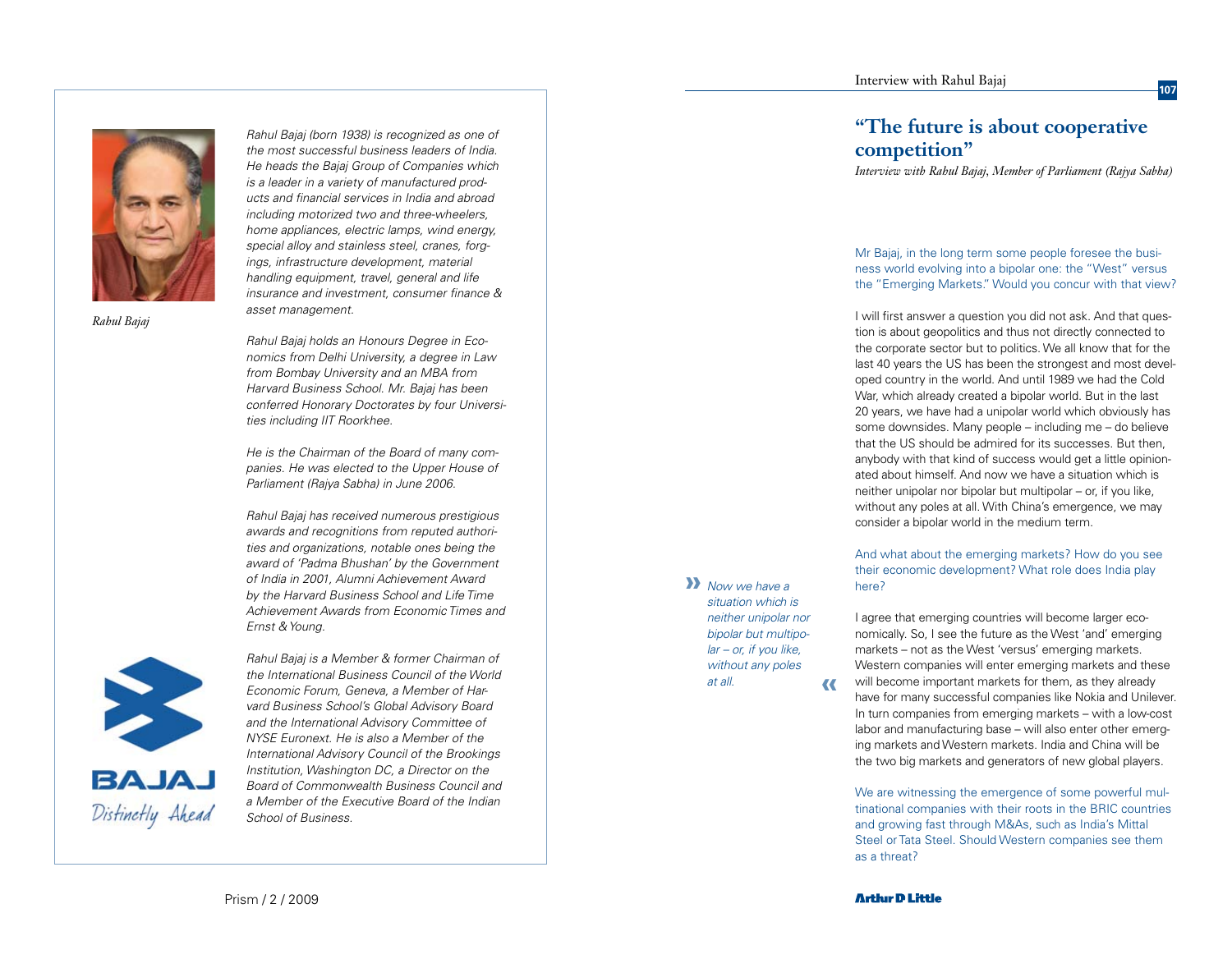Rahul Bajaj

*Rahul Bajaj (born 1938) is recognized as one of the most successful business leaders of India. He heads the Bajaj Group of Companies which is a leader in a variety of manufactured products and financial services in India and abroad including motorized two and three-wheelers, home appliances, electric lamps, wind energy, special alloy and stainless steel, cranes, forgings, infrastructure development, material handling equipment, travel, general and life insurance and investment, consumer finance & asset management.*

*Rahul Bajaj holds an Honours Degree in Economics from Delhi University, a degree in Law from Bombay University and an MBA from Harvard Business School. Mr. Bajaj has been conferred Honorary Doctorates by four Universities including IIT Roorkhee.*

*He is the Chairman of the Board of many companies. He was elected to the Upper House of Parliament (Rajya Sabha) in June 2006.*

*Rahul Bajaj has received numerous prestigious awards and recognitions from reputed authorities and organizations, notable ones being the award of 'Padma Bhushan' by the Government of India in 2001, Alumni Achievement Award by the Harvard Business School and Life Time Achievement Awards from Economic Times and Ernst & Young.*

*Rahul Bajaj is a Member & former Chairman of the International Business Council of the World Economic Forum, Geneva, a Member of Harvard Business School's Global Advisory Board and the International Advisory Committee of NYSE Euronext. He is also a Member of the International Advisory Council of the Brookings Institution, Washington DC, a Director on the Board of Commonwealth Business Council and a Member of the Executive Board of the Indian School of Business.*

BAJAJ

Distinctly Ahead

# "The future is about cooperative competition"

*Interview with Rahul Bajaj, Member of Parliament (Rajya Sabha)*

**Mr Bajaj, in the long term some people foresee the business world evolving into a bipolar one: the "West" versus the "Emerging Markets." Would you concur with that view?**

I will first answer a question you did not ask. And that question is about geopolitics and thus not directly connected to the corporate sector but to politics. We all know that for the last 40 years the US has been the strongest and most developed country in the world. And until 1989 we had the Cold War, which already created a bipolar world. But in the last 20 years, we have had a unipolar world which obviously has some downsides. Many people – including me – do believe that the US should be admired for its successes. But then, anybody with that kind of success would get a little opinionated about himself. And now we have a situation which is neither unipolar nor bipolar but multipolar – or, if you like, without any poles at all. With China's emergence, we may consider a bipolar world in the medium term.

> *Now we have a situation which is neither unipolar nor bipolar but multipolar – or, if you like, without any poles at all.*

**And what about the emerging markets? How do you see their economic development? What role does India play here?**

I agree that emerging countries will become larger economically. So, I see the future as the West 'and' emerging markets – not as the West 'versus' emerging markets. Western companies will enter emerging markets and these will become important markets for them, as they already have for many successful companies like Nokia and Unilever. In turn companies from emerging markets – with a low-cost labor and manufacturing base – will also enter other emerging markets and Western markets. India and China will be the two big markets and generators of new global players.

**We are witnessing the emergence of some powerful multinational companies with their roots in the BRIC countries and growing fast through M&As, such as India's Mittal Steel or Tata Steel. Should Western companies see them as a threat?**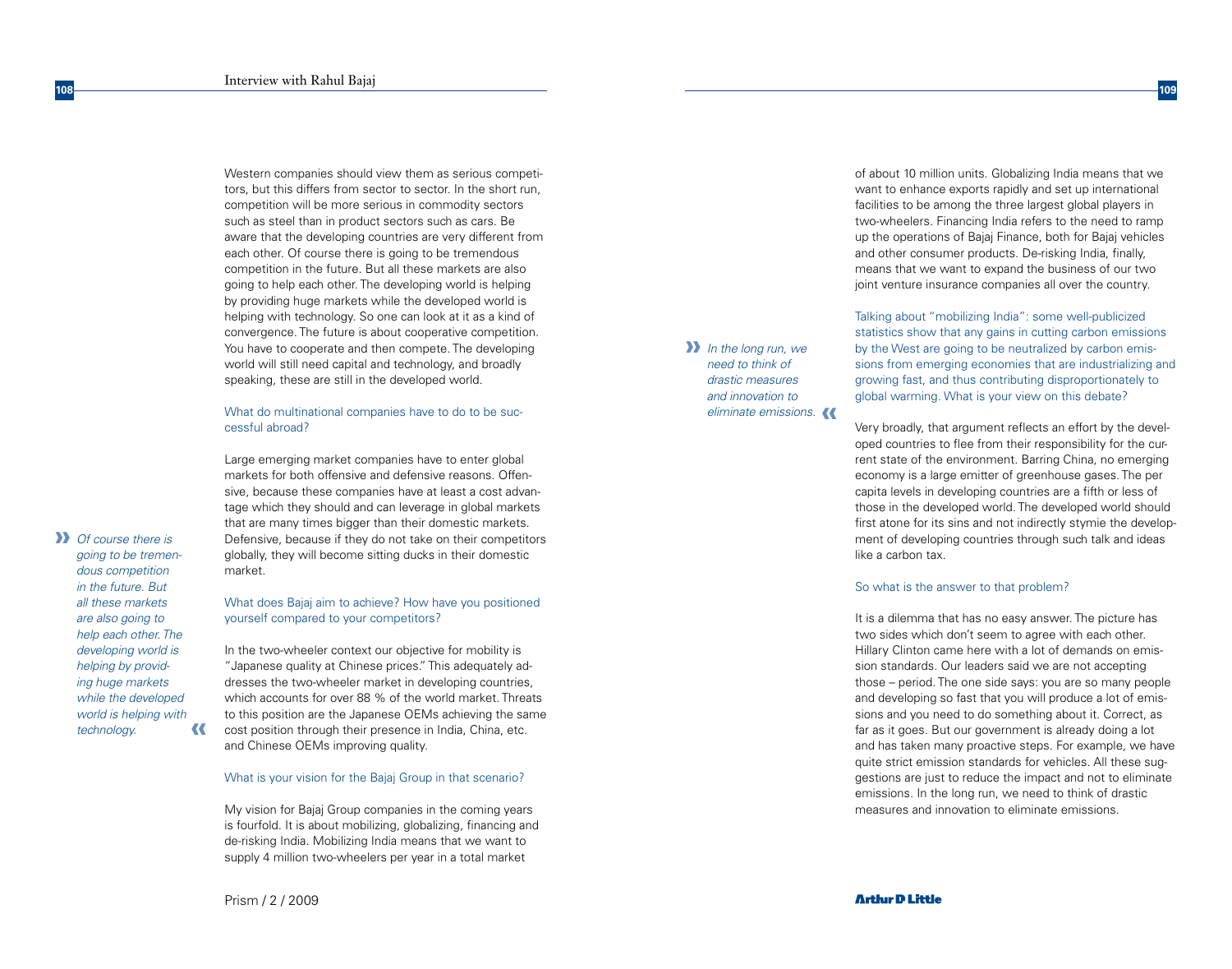Western companies should view them as serious competitors, but this differs from sector to sector. In the short run, competition will be more serious in commodity sectors such as steel than in product sectors such as cars. Be aware that the developing countries are very different from each other. Of course there is going to be tremendous competition in the future. But all these markets are also going to help each other. The developing world is helping by providing huge markets while the developed world is helping with technology. So one can look at it as a kind of convergence. The future is about cooperative competition. You have to cooperate and then compete. The developing world will still need capital and technology, and broadly speaking, these are still in the developed world.

**What do multinational companies have to do to be successful abroad?**

Large emerging market companies have to enter global markets for both offensive and defensive reasons. Offensive, because these companies have at least a cost advantage which they should and can leverage in global markets that are many times bigger than their domestic markets. Defensive, because if they do not take on their competitors globally, they will become sitting ducks in their domestic market.

> *Of course there is going to be tremendous competition in the future. But all these markets are also going to help each other. The developing world is helping by providing huge markets while the developed world is helping with technology.*

**What does Bajaj aim to achieve? How have you positioned yourself compared to your competitors?**

In the two-wheeler context our objective for mobility is "Japanese quality at Chinese prices." This adequately addresses the two-wheeler market in developing countries, which accounts for over 88 % of the world market. Threats to this position are the Japanese OEMs achieving the same cost position through their presence in India, China, etc. and Chinese OEMs improving quality.

**What is your vision for the Bajaj Group in that scenario?**

My vision for Bajaj Group companies in the coming years is fourfold. It is about mobilizing, globalizing, financing and de-risking India. Mobilizing India means that we want to supply 4 million two-wheelers per year in a total market of about 10 million units. Globalizing India means that we want to enhance exports rapidly and set up international facilities to be among the three largest global players in two-wheelers. Financing India refers to the need to ramp up the operations of Bajaj Finance, both for Bajaj vehicles and other consumer products. De-risking India, finally, means that we want to expand the business of our two joint venture insurance companies all over the country.

**Talking about "mobilizing India": some well-publicized statistics show that any gains in cutting carbon emissions by the West are going to be neutralized by carbon emissions from emerging economies that are industrializing and growing fast, and thus contributing disproportionately to global warming. What is your view on this debate?**

> *In the long run, we need to think of drastic measures and innovation to eliminate emissions.*

Very broadly, that argument reflects an effort by the developed countries to flee from their responsibility for the current state of the environment. Barring China, no emerging economy is a large emitter of greenhouse gases. The per capita levels in developing countries are a fifth or less of those in the developed world. The developed world should first atone for its sins and not indirectly stymie the development of developing countries through such talk and ideas like a carbon tax.

**So what is the answer to that problem?**

It is a dilemma that has no easy answer. The picture has two sides which don't seem to agree with each other. Hillary Clinton came here with a lot of demands on emission standards. Our leaders said we are not accepting those – period. The one side says: you are so many people and developing so fast that you will produce a lot of emissions and you need to do something about it. Correct, as far as it goes. But our government is already doing a lot and has taken many proactive steps. For example, we have quite strict emission standards for vehicles. All these suggestions are just to reduce the impact and not to eliminate emissions. In the long run, we need to think of drastic measures and innovation to eliminate emissions.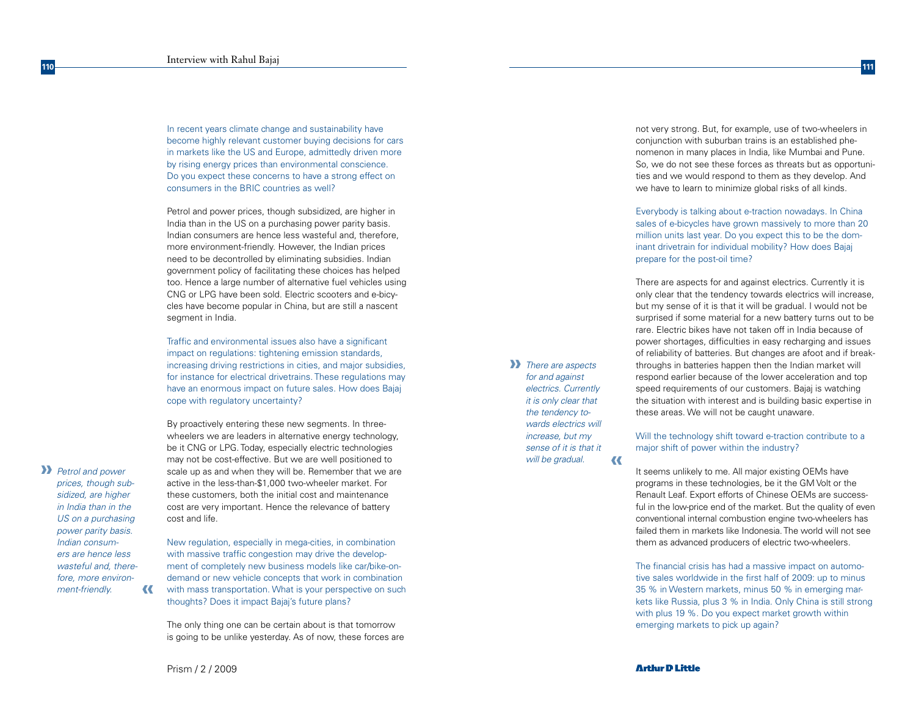In recent years climate change and sustainability have become highly relevant customer buying decisions for cars in markets like the US and Europe, admittedly driven more by rising energy prices than environmental conscience. Do you expect these concerns to have a strong effect on consumers in the BRIC countries as well?

Petrol and power prices, though subsidized, are higher in India than in the US on a purchasing power parity basis. Indian consumers are hence less wasteful and, therefore, more environment-friendly. However, the Indian prices need to be decontrolled by eliminating subsidies. Indian government policy of facilitating these choices has helped too. Hence a large number of alternative fuel vehicles using CNG or LPG have been sold. Electric scooters and e-bicycles have become popular in China, but are still a nascent segment in India.

> *Petrol and power prices, though subsidized, are higher in India than in the US on a purchasing power parity basis. Indian consumers are hence less wasteful and, therefore, more environment-friendly.*

Traffic and environmental issues also have a significant impact on regulations: tightening emission standards, increasing driving restrictions in cities, and major subsidies, for instance for electrical drivetrains. These regulations may have an enormous impact on future sales. How does Bajaj cope with regulatory uncertainty?

By proactively entering these new segments. In three-wheelers we are leaders in alternative energy technology, be it CNG or LPG. Today, especially electric technologies may not be cost-effective. But we are well positioned to scale up as and when they will be. Remember that we are active in the less-than-$1,000 two-wheeler market. For these customers, both the initial cost and maintenance cost are very important. Hence the relevance of battery cost and life.

New regulation, especially in mega-cities, in combination with massive traffic congestion may drive the development of completely new business models like car/bike-on-demand or new vehicle concepts that work in combination with mass transportation. What is your perspective on such thoughts? Does it impact Bajaj's future plans?

The only thing one can be certain about is that tomorrow is going to be unlike yesterday. As of now, these forces are not very strong. But, for example, use of two-wheelers in conjunction with suburban trains is an established phenomenon in many places in India, like Mumbai and Pune. So, we do not see these forces as threats but as opportunities and we would respond to them as they develop. And we have to learn to minimize global risks of all kinds.

Everybody is talking about e-traction nowadays. In China sales of e-bicycles have grown massively to more than 20 million units last year. Do you expect this to be the dominant drivetrain for individual mobility? How does Bajaj prepare for the post-oil time?

There are aspects for and against electrics. Currently it is only clear that the tendency towards electrics will increase, but my sense of it is that it will be gradual. I would not be surprised if some material for a new battery turns out to be rare. Electric bikes have not taken off in India because of power shortages, difficulties in easy recharging and issues of reliability of batteries. But changes are afoot and if breakthroughs in batteries happen then the Indian market will respond earlier because of the lower acceleration and top speed requirements of our customers. Bajaj is watching the situation with interest and is building basic expertise in these areas. We will not be caught unaware.

> *There are aspects for and against electrics. Currently it is only clear that the tendency towards electrics will increase, but my sense of it is that it will be gradual.*

Will the technology shift toward e-traction contribute to a major shift of power within the industry?

It seems unlikely to me. All major existing OEMs have programs in these technologies, be it the GM Volt or the Renault Leaf. Export efforts of Chinese OEMs are successful in the low-price end of the market. But the quality of even conventional internal combustion engine two-wheelers has failed them in markets like Indonesia. The world will not see them as advanced producers of electric two-wheelers.

The financial crisis has had a massive impact on automotive sales worldwide in the first half of 2009: up to minus 35 % in Western markets, minus 50 % in emerging markets like Russia, plus 3 % in India. Only China is still strong with plus 19 %. Do you expect market growth within emerging markets to pick up again?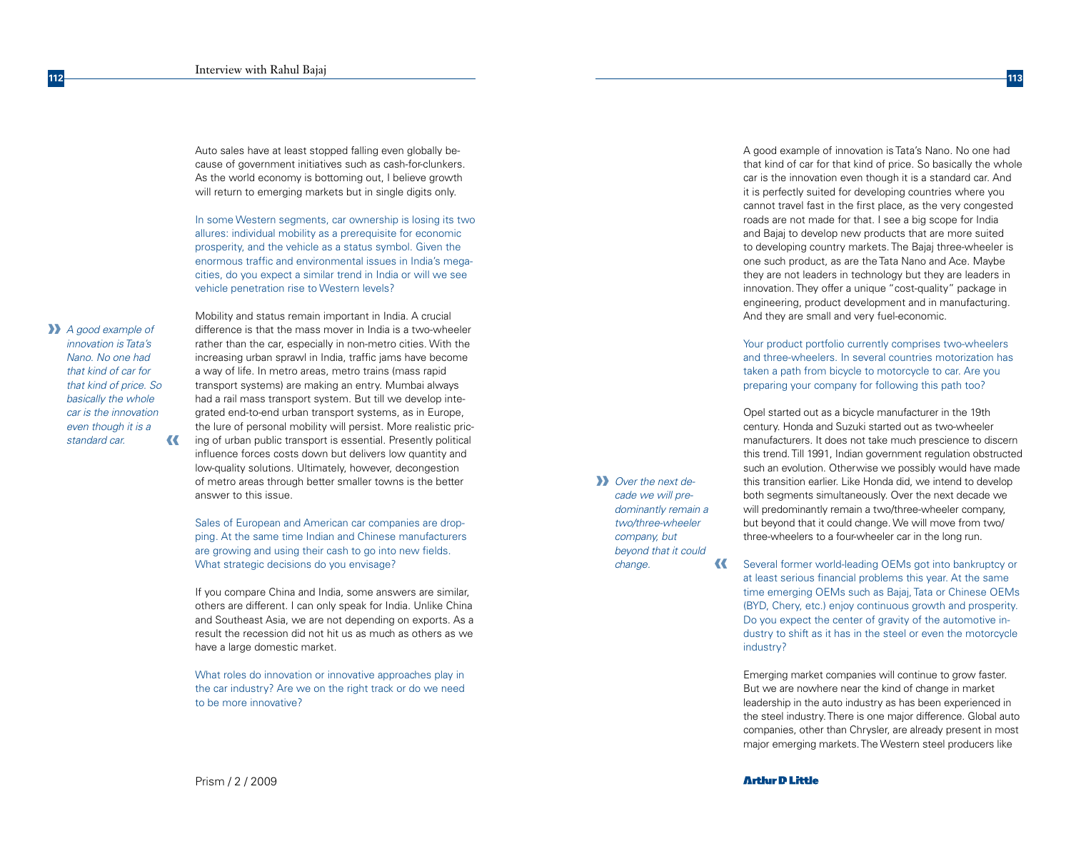Auto sales have at least stopped falling even globally because of government initiatives such as cash-for-clunkers. As the world economy is bottoming out, I believe growth will return to emerging markets but in single digits only.

In some Western segments, car ownership is losing its two allures: individual mobility as a prerequisite for economic prosperity, and the vehicle as a status symbol. Given the enormous traffic and environmental issues in India's megacities, do you expect a similar trend in India or will we see vehicle penetration rise to Western levels?

Mobility and status remain important in India. A crucial difference is that the mass mover in India is a two-wheeler rather than the car, especially in non-metro cities. With the increasing urban sprawl in India, traffic jams have become a way of life. In metro areas, metro trains (mass rapid transport systems) are making an entry. Mumbai always had a rail mass transport system. But till we develop integrated end-to-end urban transport systems, as in Europe, the lure of personal mobility will persist. More realistic pricing of urban public transport is essential. Presently political influence forces costs down but delivers low quantity and low-quality solutions. Ultimately, however, decongestion of metro areas through better smaller towns is the better answer to this issue.

> *A good example of innovation is Tata's Nano. No one had that kind of car for that kind of price. So basically the whole car is the innovation even though it is a standard car.*

Sales of European and American car companies are dropping. At the same time Indian and Chinese manufacturers are growing and using their cash to go into new fields. What strategic decisions do you envisage?

If you compare China and India, some answers are similar, others are different. I can only speak for India. Unlike China and Southeast Asia, we are not depending on exports. As a result the recession did not hit us as much as others as we have a large domestic market.

What roles do innovation or innovative approaches play in the car industry? Are we on the right track or do we need to be more innovative?

A good example of innovation is Tata's Nano. No one had that kind of car for that kind of price. So basically the whole car is the innovation even though it is a standard car. And it is perfectly suited for developing countries where you cannot travel fast in the first place, as the very congested roads are not made for that. I see a big scope for India and Bajaj to develop new products that are more suited to developing country markets. The Bajaj three-wheeler is one such product, as are the Tata Nano and Ace. Maybe they are not leaders in technology but they are leaders in innovation. They offer a unique "cost-quality" package in engineering, product development and in manufacturing. And they are small and very fuel-economic.

Your product portfolio currently comprises two-wheelers and three-wheelers. In several countries motorization has taken a path from bicycle to motorcycle to car. Are you preparing your company for following this path too?

Opel started out as a bicycle manufacturer in the 19th century. Honda and Suzuki started out as two-wheeler manufacturers. It does not take much prescience to discern this trend. Till 1991, Indian government regulation obstructed such an evolution. Otherwise we possibly would have made this transition earlier. Like Honda did, we intend to develop both segments simultaneously. Over the next decade we will predominantly remain a two/three-wheeler company, but beyond that it could change. We will move from two/three-wheelers to a four-wheeler car in the long run.

> *Over the next decade we will predominantly remain a two/three-wheeler company, but beyond that it could change.*

Several former world-leading OEMs got into bankruptcy or at least serious financial problems this year. At the same time emerging OEMs such as Bajaj, Tata or Chinese OEMs (BYD, Chery, etc.) enjoy continuous growth and prosperity. Do you expect the center of gravity of the automotive industry to shift as it has in the steel or even the motorcycle industry?

Emerging market companies will continue to grow faster. But we are nowhere near the kind of change in market leadership in the auto industry as has been experienced in the steel industry. There is one major difference. Global auto companies, other than Chrysler, are already present in most major emerging markets. The Western steel producers like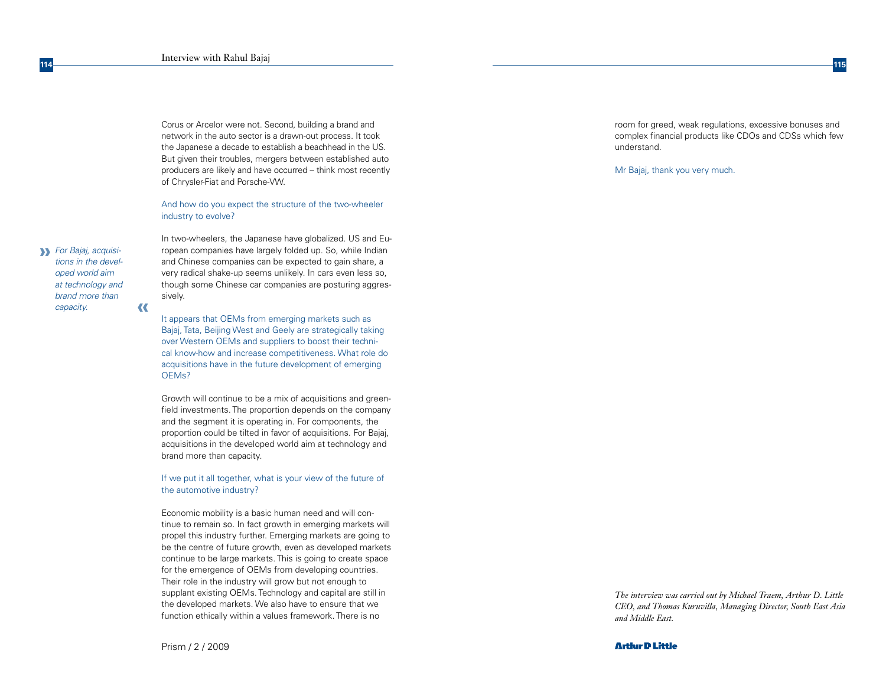Corus or Arcelor were not. Second, building a brand and network in the auto sector is a drawn-out process. It took the Japanese a decade to establish a beachhead in the US. But given their troubles, mergers between established auto producers are likely and have occurred – think most recently of Chrysler-Fiat and Porsche-VW.

And how do you expect the structure of the two-wheeler industry to evolve?

In two-wheelers, the Japanese have globalized. US and European companies have largely folded up. So, while Indian and Chinese companies can be expected to gain share, a very radical shake-up seems unlikely. In cars even less so, though some Chinese car companies are posturing aggressively.

*» For Bajaj, acquisitions in the developed world aim at technology and brand more than capacity. «*

It appears that OEMs from emerging markets such as Bajaj, Tata, Beijing West and Geely are strategically taking over Western OEMs and suppliers to boost their technical know-how and increase competitiveness. What role do acquisitions have in the future development of emerging OEMs?

Growth will continue to be a mix of acquisitions and greenfield investments. The proportion depends on the company and the segment it is operating in. For components, the proportion could be tilted in favor of acquisitions. For Bajaj, acquisitions in the developed world aim at technology and brand more than capacity.

If we put it all together, what is your view of the future of the automotive industry?

Economic mobility is a basic human need and will continue to remain so. In fact growth in emerging markets will propel this industry further. Emerging markets are going to be the centre of future growth, even as developed markets continue to be large markets. This is going to create space for the emergence of OEMs from developing countries. Their role in the industry will grow but not enough to supplant existing OEMs. Technology and capital are still in the developed markets. We also have to ensure that we function ethically within a values framework. There is no room for greed, weak regulations, excessive bonuses and complex financial products like CDOs and CDSs which few understand.

Mr Bajaj, thank you very much.

*The interview was carried out by Michael Traem, Arthur D. Little CEO, and Thomas Kuruvilla, Managing Director, South East Asia and Middle East.*